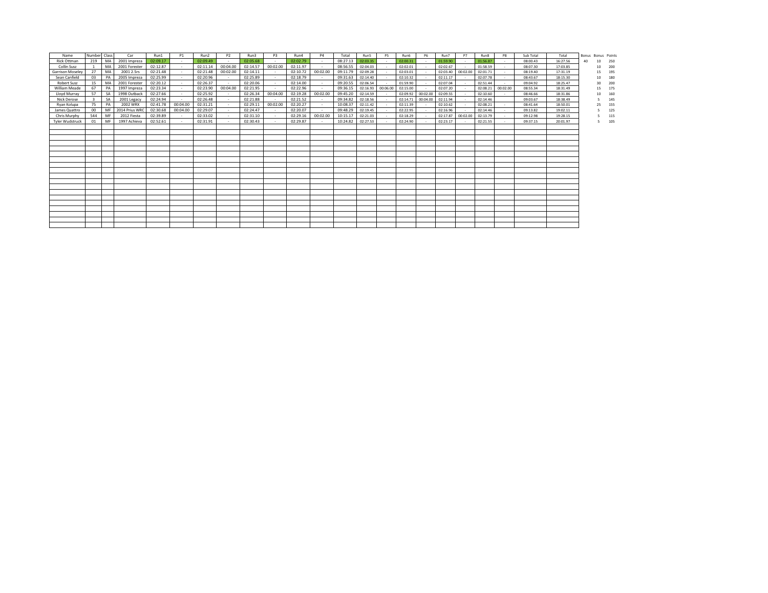| Name | Number | Class | Car | Run1 | P1 | Run2 | P2 | Run3 | P3 | Run4 | P4 | Total | Run5 | P5 | Run6 | P6 | Run7 | P7 | Run8 | P8 | Sub Total | Total | Bonus | Bonus | Points |
|---|---|---|---|---|---|---|---|---|---|---|---|---|---|---|---|---|---|---|---|---|---|---|---|---|---|
| Rick Ottman | 219 | MA | 2001 Impreza | 02:09.17 | - | 02:09.49 | - | 02:05.68 | - | 02:02.79 | - | 08:27.13 | 02:03.35 | - | 02:00.31 | - | 01:59.90 | - | 01:56.87 | - | 08:00.43 | 16:27.56 | 40 | 10 | 250 |
| Collin Susz | 1 | MA | 2001 Forester | 02:12.87 | - | 02:11.14 | 00:04.00 | 02:14.57 | 00:02.00 | 02:11.97 | - | 08:56.55 | 02:04.03 | - | 02:02.01 | - | 02:02.67 | - | 01:58.59 | - | 08:07.30 | 17:03.85 | | 10 | 200 |
| Garrison Moseley | 27 | MA | 2001 2.5rs | 02:21.48 | - | 02:21.48 | 00:02.00 | 02:14.11 | - | 02:10.72 | 00:02.00 | 09:11.79 | 02:09.28 | - | 02:03.01 | - | 02:03.40 | 00:02.00 | 02:01.71 | - | 08:19.40 | 17:31.19 | | 15 | 195 |
| Sean Canfield | 03 | PA | 2005 Impreza | 02:25.99 | - | 02:20.96 | - | 02:25.89 | - | 02:18.79 | - | 09:31.63 | 02:14.40 | - | 02:10.32 | - | 02:11.17 | - | 02:07.78 | - | 08:43.67 | 18:15.30 | | 10 | 180 |
| Robert Susz | 15 | MA | 2001 Forester | 02:20.12 | - | 02:26.37 | - | 02:20.06 | - | 02:14.00 | - | 09:20.55 | 02:06.54 | - | 01:59.90 | - | 02:07.04 | - | 02:51.44 | - | 09:04.92 | 18:25.47 | | 30 | 200 |
| William Meade | 67 | PA | 1997 Impreza | 02:23.34 | - | 02:23.90 | 00:04.00 | 02:21.95 | - | 02:22.96 | - | 09:36.15 | 02:16.93 | 00:06.00 | 02:15.00 | - | 02:07.20 | - | 02:08.21 | 00:02.00 | 08:55.34 | 18:31.49 | | 15 | 175 |
| Lloyd Murray | 57 | SA | 1998 Outback | 02:27.66 | - | 02:25.92 | - | 02:26.34 | 00:04.00 | 02:19.28 | 00:02.00 | 09:45.20 | 02:14.59 | - | 02:09.92 | 00:02.00 | 02:09.55 | - | 02:10.60 | - | 08:46.66 | 18:31.86 | | 10 | 160 |
| Nick Derose | 3 | SA | 2001 Legacy | 02:24.94 | - | 02:26.48 | - | 02:21.88 | - | 02:21.52 | - | 09:34.82 | 02:18.56 | - | 02:14.71 | 00:04.00 | 02:11.94 | - | 02:14.46 | - | 09:03.67 | 18:38.49 | | 5 | 145 |
| Ryan Kolupa | 75 | PA | 2002 WRX | 02:41.78 | 00:04.00 | 02:31.21 | - | 02:29.11 | 00:02.00 | 02:20.27 | - | 10:08.37 | 02:11.42 | - | 02:11.39 | - | 02:10.62 | - | 02:08.21 | - | 08:41.64 | 18:50.01 | | 25 | 155 |
| James Quattro | 00 | MF | 2014 Prius WRC | 02:30.68 | 00:04.00 | 02:29.07 | - | 02:24.47 | - | 02:20.07 | - | 09:48.29 | 02:19.45 | - | 02:22.95 | - | 02:16.96 | - | 02:14.46 | - | 09:13.82 | 19:02.11 | | 5 | 125 |
| Chris Murphy | 544 | MF | 2012 Fiesta | 02:39.89 | - | 02:33.02 | - | 02:31.10 | - | 02:29.16 | 00:02.00 | 10:15.17 | 02:21.03 | - | 02:18.29 | - | 02:17.87 | 00:02.00 | 02:13.79 | - | 09:12.98 | 19:28.15 | | 5 | 115 |
| Tyler Wudstruck | 01 | MF | 1997 Achieva | 02:52.61 | - | 02:31.91 | - | 02:30.43 | - | 02:29.87 | - | 10:24.82 | 02:27.53 | - | 02:24.90 | - | 02:23.17 | - | 02:21.55 | - | 09:37.15 | 20:01.97 | | 5 | 105 |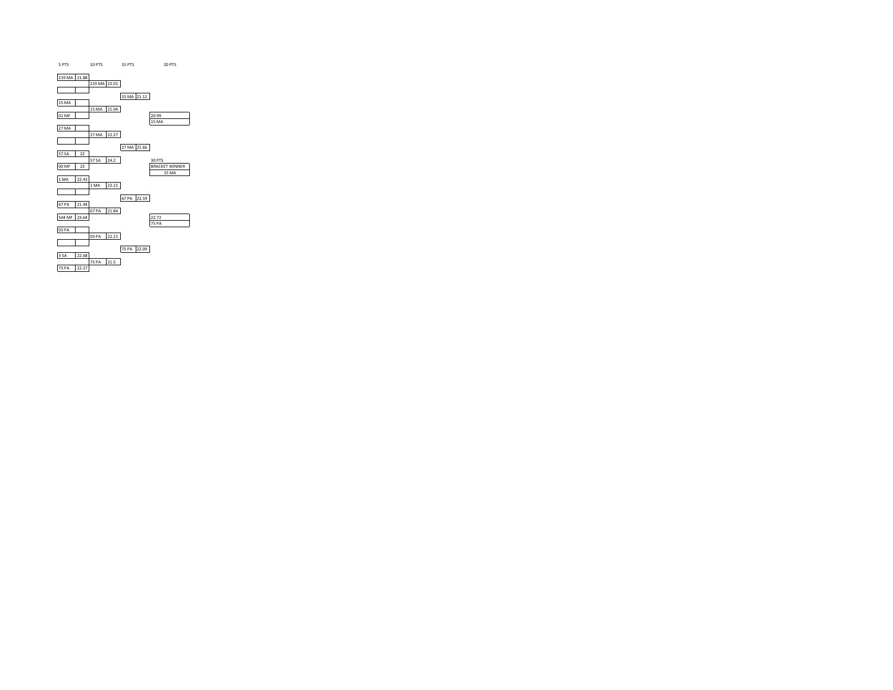5 PTS | 10 PTS | 15 PTS | 20 PTS

219 MA 21.88

219 MA 22.01

15 MA 21.12

15 MA

15 MA 21.04

01 MF

20.99
15 MA

27 MA

27 MA 22.27

27 MA 21.66

57 SA 22

57 SA 24.2

00 MF 23

30 PTS
BRACKET WINNER
15 MA

1 MA 22.43

1 MA 22.21

67 PA 22.59

67 PA 21.44

67 PA 21.84

544 MF 23.64

22.72
75 PA

03 PA

03 PA 22.21

75 PA 22.09

3 SA 22.68

75 PA 21.5

75 PA 22.27